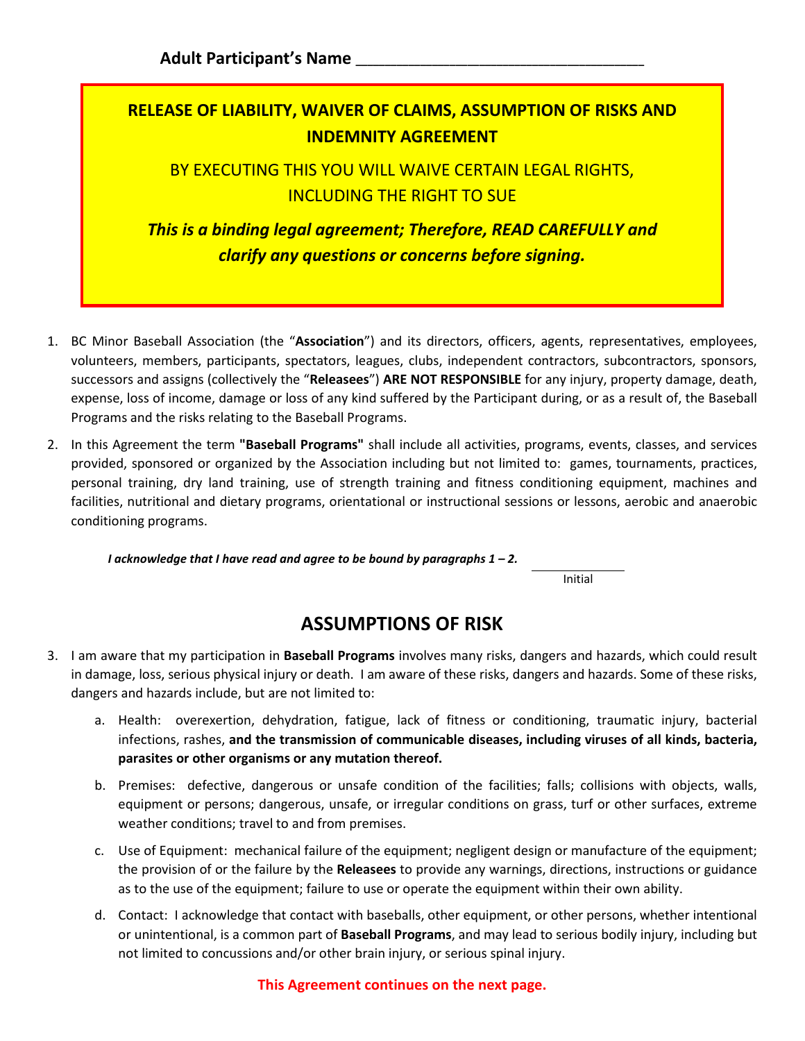**Adult Participant's Name** ________________________________

## RELEASE OF LIABILITY, WAIVER OF CLAIMS, ASSUMPTION OF RISKS AND INDEMNITY AGREEMENT

BY EXECUTING THIS YOU WILL WAIVE CERTAIN LEGAL RIGHTS, INCLUDING THE RIGHT TO SUE

***This is a binding legal agreement; Therefore, READ CAREFULLY and clarify any questions or concerns before signing.***

1. BC Minor Baseball Association (the "**Association**") and its directors, officers, agents, representatives, employees, volunteers, members, participants, spectators, leagues, clubs, independent contractors, subcontractors, sponsors, successors and assigns (collectively the "**Releasees**") **ARE NOT RESPONSIBLE** for any injury, property damage, death, expense, loss of income, damage or loss of any kind suffered by the Participant during, or as a result of, the Baseball Programs and the risks relating to the Baseball Programs.
2. In this Agreement the term **"Baseball Programs"** shall include all activities, programs, events, classes, and services provided, sponsored or organized by the Association including but not limited to: games, tournaments, practices, personal training, dry land training, use of strength training and fitness conditioning equipment, machines and facilities, nutritional and dietary programs, orientational or instructional sessions or lessons, aerobic and anaerobic conditioning programs.

***I acknowledge that I have read and agree to be bound by paragraphs 1 – 2.*** ____________ Initial

## ASSUMPTIONS OF RISK

3. I am aware that my participation in **Baseball Programs** involves many risks, dangers and hazards, which could result in damage, loss, serious physical injury or death. I am aware of these risks, dangers and hazards. Some of these risks, dangers and hazards include, but are not limited to:
   a. Health: overexertion, dehydration, fatigue, lack of fitness or conditioning, traumatic injury, bacterial infections, rashes, **and the transmission of communicable diseases, including viruses of all kinds, bacteria, parasites or other organisms or any mutation thereof.**
   b. Premises: defective, dangerous or unsafe condition of the facilities; falls; collisions with objects, walls, equipment or persons; dangerous, unsafe, or irregular conditions on grass, turf or other surfaces, extreme weather conditions; travel to and from premises.
   c. Use of Equipment: mechanical failure of the equipment; negligent design or manufacture of the equipment; the provision of or the failure by the **Releasees** to provide any warnings, directions, instructions or guidance as to the use of the equipment; failure to use or operate the equipment within their own ability.
   d. Contact: I acknowledge that contact with baseballs, other equipment, or other persons, whether intentional or unintentional, is a common part of **Baseball Programs**, and may lead to serious bodily injury, including but not limited to concussions and/or other brain injury, or serious spinal injury.

**This Agreement continues on the next page.**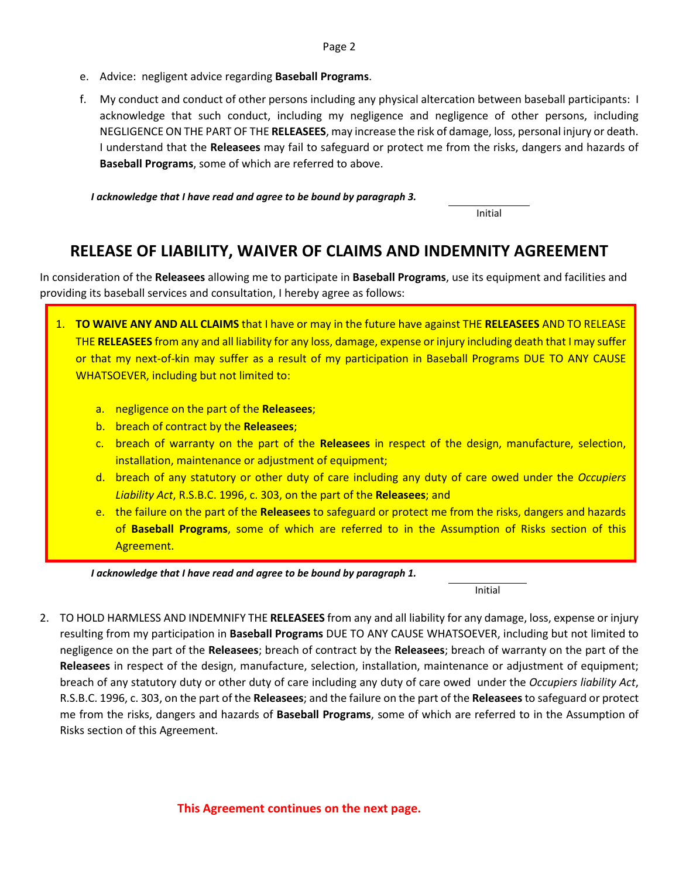e. Advice: negligent advice regarding **Baseball Programs**.

f. My conduct and conduct of other persons including any physical altercation between baseball participants: I acknowledge that such conduct, including my negligence and negligence of other persons, including NEGLIGENCE ON THE PART OF THE **RELEASEES**, may increase the risk of damage, loss, personal injury or death. I understand that the **Releasees** may fail to safeguard or protect me from the risks, dangers and hazards of **Baseball Programs**, some of which are referred to above.

***I acknowledge that I have read and agree to be bound by paragraph 3.***

\_\_\_\_\_\_\_\_\_\_\_\_\_\_\_
Initial

## RELEASE OF LIABILITY, WAIVER OF CLAIMS AND INDEMNITY AGREEMENT

In consideration of the **Releasees** allowing me to participate in **Baseball Programs**, use its equipment and facilities and providing its baseball services and consultation, I hereby agree as follows:

1. **TO WAIVE ANY AND ALL CLAIMS** that I have or may in the future have against THE **RELEASEES** AND TO RELEASE THE **RELEASEES** from any and all liability for any loss, damage, expense or injury including death that I may suffer or that my next-of-kin may suffer as a result of my participation in Baseball Programs DUE TO ANY CAUSE WHATSOEVER, including but not limited to:

   a. negligence on the part of the **Releasees**;
   b. breach of contract by the **Releasees**;
   c. breach of warranty on the part of the **Releasees** in respect of the design, manufacture, selection, installation, maintenance or adjustment of equipment;
   d. breach of any statutory or other duty of care including any duty of care owed under the *Occupiers Liability Act*, R.S.B.C. 1996, c. 303, on the part of the **Releasees**; and
   e. the failure on the part of the **Releasees** to safeguard or protect me from the risks, dangers and hazards of **Baseball Programs**, some of which are referred to in the Assumption of Risks section of this Agreement.

***I acknowledge that I have read and agree to be bound by paragraph 1.***

\_\_\_\_\_\_\_\_\_\_\_\_\_\_\_
Initial

2. TO HOLD HARMLESS AND INDEMNIFY THE **RELEASEES** from any and all liability for any damage, loss, expense or injury resulting from my participation in **Baseball Programs** DUE TO ANY CAUSE WHATSOEVER, including but not limited to negligence on the part of the **Releasees**; breach of contract by the **Releasees**; breach of warranty on the part of the **Releasees** in respect of the design, manufacture, selection, installation, maintenance or adjustment of equipment; breach of any statutory duty or other duty of care including any duty of care owed under the *Occupiers liability Act*, R.S.B.C. 1996, c. 303, on the part of the **Releasees**; and the failure on the part of the **Releasees** to safeguard or protect me from the risks, dangers and hazards of **Baseball Programs**, some of which are referred to in the Assumption of Risks section of this Agreement.

**This Agreement continues on the next page.**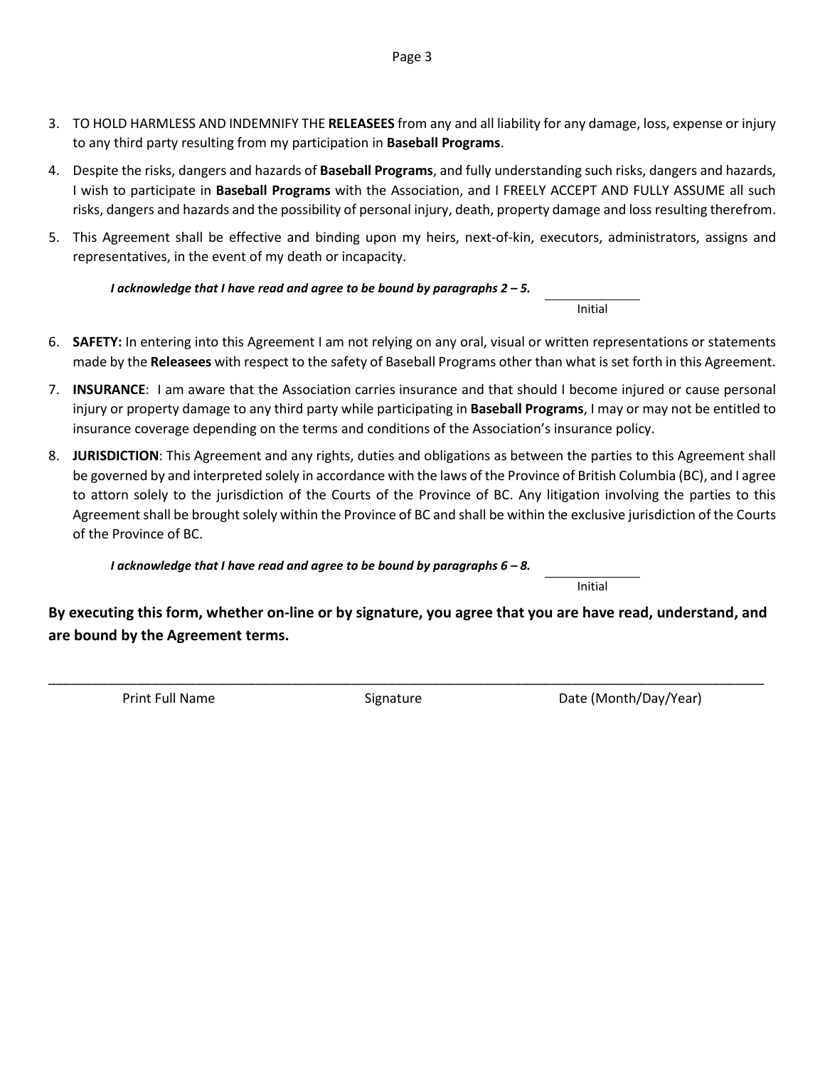3. TO HOLD HARMLESS AND INDEMNIFY THE **RELEASEES** from any and all liability for any damage, loss, expense or injury to any third party resulting from my participation in **Baseball Programs**.
4. Despite the risks, dangers and hazards of **Baseball Programs**, and fully understanding such risks, dangers and hazards, I wish to participate in **Baseball Programs** with the Association, and I FREELY ACCEPT AND FULLY ASSUME all such risks, dangers and hazards and the possibility of personal injury, death, property damage and loss resulting therefrom.
5. This Agreement shall be effective and binding upon my heirs, next-of-kin, executors, administrators, assigns and representatives, in the event of my death or incapacity.

***I acknowledge that I have read and agree to be bound by paragraphs 2 – 5.*** ______________
Initial

6. **SAFETY:** In entering into this Agreement I am not relying on any oral, visual or written representations or statements made by the **Releasees** with respect to the safety of Baseball Programs other than what is set forth in this Agreement.
7. **INSURANCE**: I am aware that the Association carries insurance and that should I become injured or cause personal injury or property damage to any third party while participating in **Baseball Programs**, I may or may not be entitled to insurance coverage depending on the terms and conditions of the Association's insurance policy.
8. **JURISDICTION**: This Agreement and any rights, duties and obligations as between the parties to this Agreement shall be governed by and interpreted solely in accordance with the laws of the Province of British Columbia (BC), and I agree to attorn solely to the jurisdiction of the Courts of the Province of BC. Any litigation involving the parties to this Agreement shall be brought solely within the Province of BC and shall be within the exclusive jurisdiction of the Courts of the Province of BC.

***I acknowledge that I have read and agree to be bound by paragraphs 6 – 8.*** ______________
Initial

**By executing this form, whether on-line or by signature, you agree that you are have read, understand, and are bound by the Agreement terms.**

______________________________________________________________________________________________

Print Full Name | Signature | Date (Month/Day/Year)